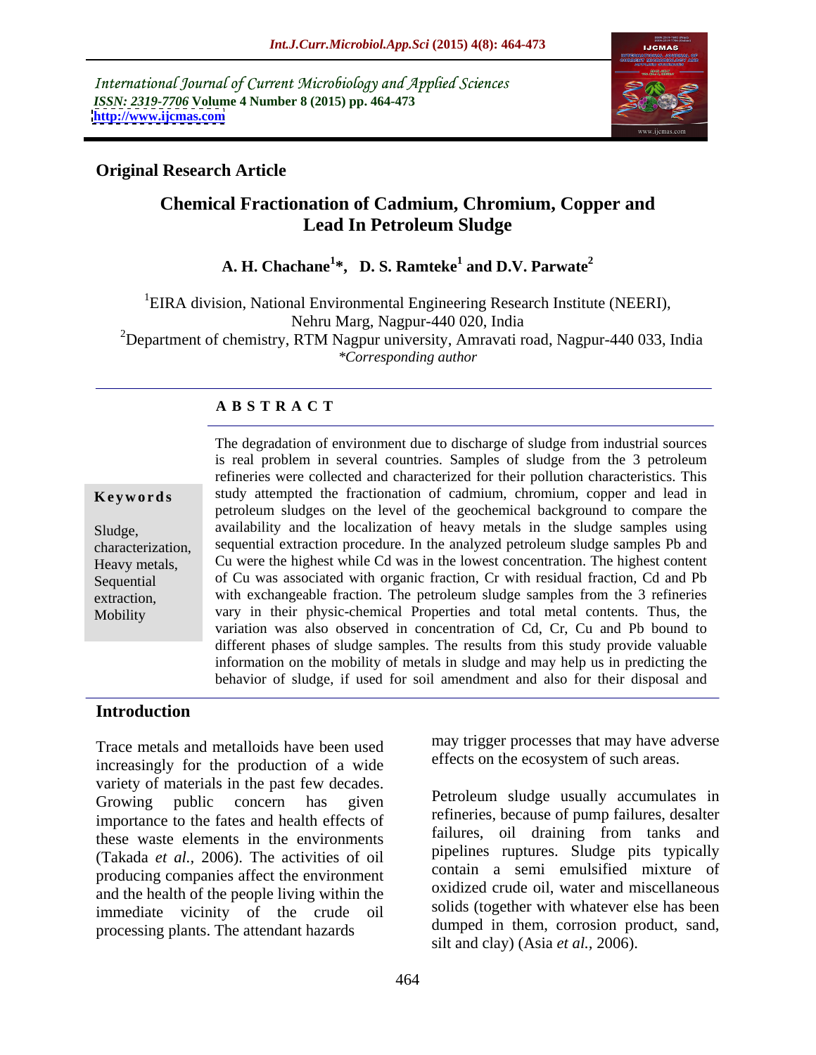International Journal of Current Microbiology and Applied Sciences
*ISSN: 2319-7706* **Volume 4 Number 8 (2015) pp. 464-473**
**http://www.ijcmas.com**

**Original Research Article**

# Chemical Fractionation of Cadmium, Chromium, Copper and Lead In Petroleum Sludge

**A. H. Chachane[1]*, D. S. Ramteke[1] and D.V. Parwate[2]**

[1]EIRA division, National Environmental Engineering Research Institute (NEERI), Nehru Marg, Nagpur-440 020, India
[2]Department of chemistry, RTM Nagpur university, Amravati road, Nagpur-440 033, India
*\*Corresponding author*

## A B S T R A C T

**Keywords**

Sludge, characterization, Heavy metals, Sequential extraction, Mobility

The degradation of environment due to discharge of sludge from industrial sources is real problem in several countries. Samples of sludge from the 3 petroleum refineries were collected and characterized for their pollution characteristics. This study attempted the fractionation of cadmium, chromium, copper and lead in petroleum sludges on the level of the geochemical background to compare the availability and the localization of heavy metals in the sludge samples using sequential extraction procedure. In the analyzed petroleum sludge samples Pb and Cu were the highest while Cd was in the lowest concentration. The highest content of Cu was associated with organic fraction, Cr with residual fraction, Cd and Pb with exchangeable fraction. The petroleum sludge samples from the 3 refineries vary in their physic-chemical Properties and total metal contents. Thus, the variation was also observed in concentration of Cd, Cr, Cu and Pb bound to different phases of sludge samples. The results from this study provide valuable information on the mobility of metals in sludge and may help us in predicting the behavior of sludge, if used for soil amendment and also for their disposal and

## Introduction

Trace metals and metalloids have been used increasingly for the production of a wide variety of materials in the past few decades. Growing public concern has given importance to the fates and health effects of these waste elements in the environments (Takada *et al.,* 2006). The activities of oil producing companies affect the environment and the health of the people living within the immediate vicinity of the crude oil processing plants. The attendant hazards may trigger processes that may have adverse effects on the ecosystem of such areas.

Petroleum sludge usually accumulates in refineries, because of pump failures, desalter failures, oil draining from tanks and pipelines ruptures. Sludge pits typically contain a semi emulsified mixture of oxidized crude oil, water and miscellaneous solids (together with whatever else has been dumped in them, corrosion product, sand, silt and clay) (Asia *et al.,* 2006).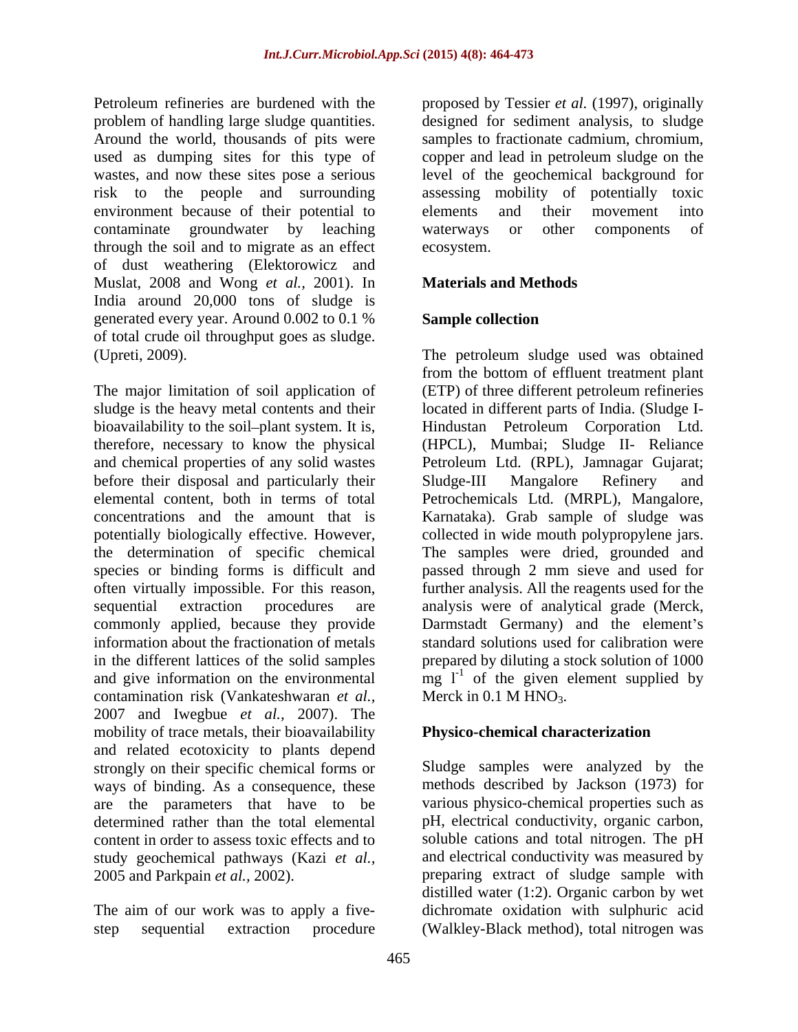Petroleum refineries are burdened with the problem of handling large sludge quantities. Around the world, thousands of pits were used as dumping sites for this type of wastes, and now these sites pose a serious risk to the people and surrounding environment because of their potential to contaminate groundwater by leaching through the soil and to migrate as an effect of dust weathering (Elektorowicz and Muslat, 2008 and Wong *et al.,* 2001). In India around 20,000 tons of sludge is generated every year. Around 0.002 to 0.1 % of total crude oil throughput goes as sludge. (Upreti, 2009).

The major limitation of soil application of sludge is the heavy metal contents and their bioavailability to the soil–plant system. It is, therefore, necessary to know the physical and chemical properties of any solid wastes before their disposal and particularly their elemental content, both in terms of total concentrations and the amount that is potentially biologically effective. However, the determination of specific chemical species or binding forms is difficult and often virtually impossible. For this reason, sequential extraction procedures are commonly applied, because they provide information about the fractionation of metals in the different lattices of the solid samples and give information on the environmental contamination risk (Vankateshwaran *et al.,* 2007 and Iwegbue *et al.,* 2007). The mobility of trace metals, their bioavailability and related ecotoxicity to plants depend strongly on their specific chemical forms or ways of binding. As a consequence, these are the parameters that have to be determined rather than the total elemental content in order to assess toxic effects and to study geochemical pathways (Kazi *et al.,* 2005 and Parkpain *et al.,* 2002).

The aim of our work was to apply a five-step sequential extraction procedure proposed by Tessier *et al.* (1997), originally designed for sediment analysis, to sludge samples to fractionate cadmium, chromium, copper and lead in petroleum sludge on the level of the geochemical background for assessing mobility of potentially toxic elements and their movement into waterways or other components of ecosystem.

## Materials and Methods

### Sample collection

The petroleum sludge used was obtained from the bottom of effluent treatment plant (ETP) of three different petroleum refineries located in different parts of India. (Sludge I- Hindustan Petroleum Corporation Ltd. (HPCL), Mumbai; Sludge II- Reliance Petroleum Ltd. (RPL), Jamnagar Gujarat; Sludge-III Mangalore Refinery and Petrochemicals Ltd. (MRPL), Mangalore, Karnataka). Grab sample of sludge was collected in wide mouth polypropylene jars. The samples were dried, grounded and passed through 2 mm sieve and used for further analysis. All the reagents used for the analysis were of analytical grade (Merck, Darmstadt Germany) and the element's standard solutions used for calibration were prepared by diluting a stock solution of 1000 mg $l^{-1}$ of the given element supplied by Merck in 0.1 M $HNO_3$.

### Physico-chemical characterization

Sludge samples were analyzed by the methods described by Jackson (1973) for various physico-chemical properties such as pH, electrical conductivity, organic carbon, soluble cations and total nitrogen. The pH and electrical conductivity was measured by preparing extract of sludge sample with distilled water (1:2). Organic carbon by wet dichromate oxidation with sulphuric acid (Walkley-Black method), total nitrogen was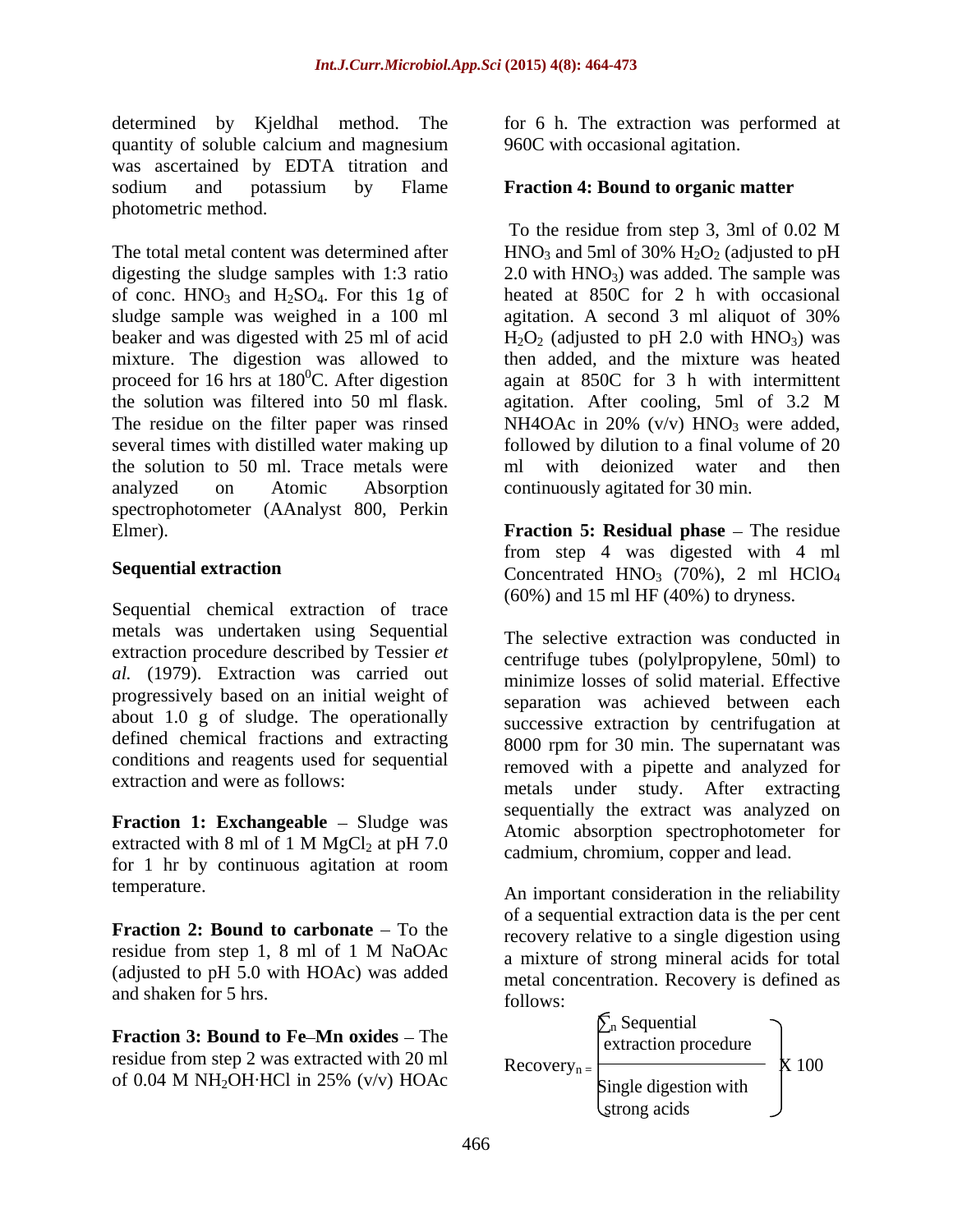determined by Kjeldhal method. The quantity of soluble calcium and magnesium was ascertained by EDTA titration and sodium and potassium by Flame photometric method.

The total metal content was determined after digesting the sludge samples with 1:3 ratio of conc. $HNO_3$ and $H_2SO_4$. For this 1g of sludge sample was weighed in a 100 ml beaker and was digested with 25 ml of acid mixture. The digestion was allowed to proceed for 16 hrs at $180^0$C. After digestion the solution was filtered into 50 ml flask. The residue on the filter paper was rinsed several times with distilled water making up the solution to 50 ml. Trace metals were analyzed on Atomic Absorption spectrophotometer (AAnalyst 800, Perkin Elmer).

## Sequential extraction

Sequential chemical extraction of trace metals was undertaken using Sequential extraction procedure described by Tessier *et al.* (1979). Extraction was carried out progressively based on an initial weight of about 1.0 g of sludge. The operationally defined chemical fractions and extracting conditions and reagents used for sequential extraction and were as follows:

**Fraction 1: Exchangeable** – Sludge was extracted with 8 ml of 1 M $MgCl_2$ at pH 7.0 for 1 hr by continuous agitation at room temperature.

**Fraction 2: Bound to carbonate** – To the residue from step 1, 8 ml of 1 M NaOAc (adjusted to pH 5.0 with HOAc) was added and shaken for 5 hrs.

**Fraction 3: Bound to Fe–Mn oxides** – The residue from step 2 was extracted with 20 ml of 0.04 M $NH_2OH{\cdot}HCl$ in 25% (v/v) HOAc for 6 h. The extraction was performed at 960C with occasional agitation.

**Fraction 4: Bound to organic matter**

To the residue from step 3, 3ml of 0.02 M $HNO_3$ and 5ml of 30% $H_2O_2$ (adjusted to pH 2.0 with $HNO_3$) was added. The sample was heated at 850C for 2 h with occasional agitation. A second 3 ml aliquot of 30% $H_2O_2$ (adjusted to pH 2.0 with $HNO_3$) was then added, and the mixture was heated again at 850C for 3 h with intermittent agitation. After cooling, 5ml of 3.2 M NH4OAc in 20% (v/v) $HNO_3$ were added, followed by dilution to a final volume of 20 ml with deionized water and then continuously agitated for 30 min.

**Fraction 5: Residual phase** – The residue from step 4 was digested with 4 ml Concentrated $HNO_3$ (70%), 2 ml $HClO_4$ (60%) and 15 ml HF (40%) to dryness.

The selective extraction was conducted in centrifuge tubes (polylpropylene, 50ml) to minimize losses of solid material. Effective separation was achieved between each successive extraction by centrifugation at 8000 rpm for 30 min. The supernatant was removed with a pipette and analyzed for metals under study. After extracting sequentially the extract was analyzed on Atomic absorption spectrophotometer for cadmium, chromium, copper and lead.

An important consideration in the reliability of a sequential extraction data is the per cent recovery relative to a single digestion using a mixture of strong mineral acids for total metal concentration. Recovery is defined as follows:

$$\text{Recovery}_n = \left( \frac{\sum_n \text{Sequential extraction procedure}}{\text{Single digestion with strong acids}} \right) \times 100$$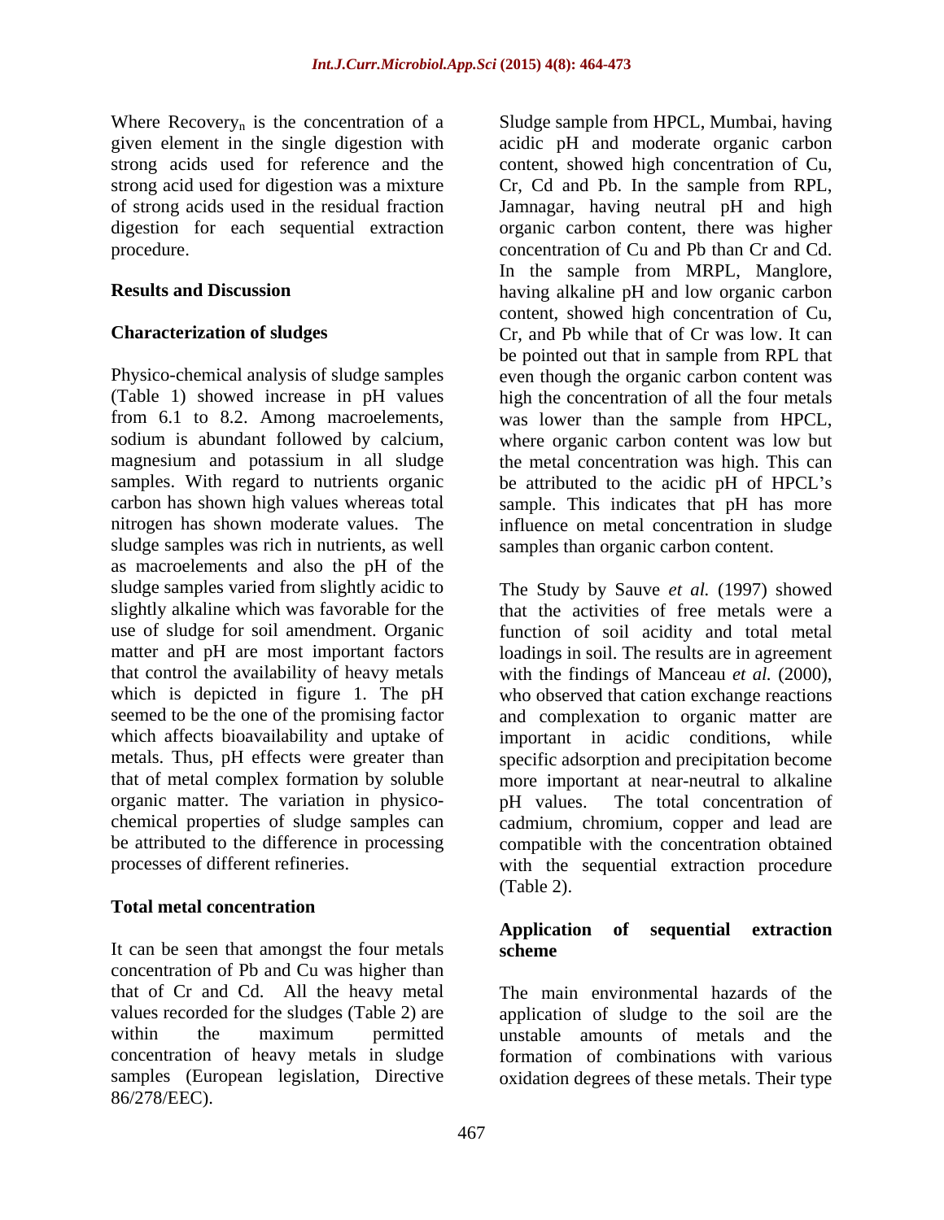Where $Recovery_n$ is the concentration of a given element in the single digestion with strong acids used for reference and the strong acid used for digestion was a mixture of strong acids used in the residual fraction digestion for each sequential extraction procedure.

## Results and Discussion

### Characterization of sludges

Physico-chemical analysis of sludge samples (Table 1) showed increase in pH values from 6.1 to 8.2. Among macroelements, sodium is abundant followed by calcium, magnesium and potassium in all sludge samples. With regard to nutrients organic carbon has shown high values whereas total nitrogen has shown moderate values. The sludge samples was rich in nutrients, as well as macroelements and also the pH of the sludge samples varied from slightly acidic to slightly alkaline which was favorable for the use of sludge for soil amendment. Organic matter and pH are most important factors that control the availability of heavy metals which is depicted in figure 1. The pH seemed to be the one of the promising factor which affects bioavailability and uptake of metals. Thus, pH effects were greater than that of metal complex formation by soluble organic matter. The variation in physico-chemical properties of sludge samples can be attributed to the difference in processing processes of different refineries.

### Total metal concentration

It can be seen that amongst the four metals concentration of Pb and Cu was higher than that of Cr and Cd. All the heavy metal values recorded for the sludges (Table 2) are within the maximum permitted concentration of heavy metals in sludge samples (European legislation, Directive 86/278/EEC).

Sludge sample from HPCL, Mumbai, having acidic pH and moderate organic carbon content, showed high concentration of Cu, Cr, Cd and Pb. In the sample from RPL, Jamnagar, having neutral pH and high organic carbon content, there was higher concentration of Cu and Pb than Cr and Cd. In the sample from MRPL, Manglore, having alkaline pH and low organic carbon content, showed high concentration of Cu, Cr, and Pb while that of Cr was low. It can be pointed out that in sample from RPL that even though the organic carbon content was high the concentration of all the four metals was lower than the sample from HPCL, where organic carbon content was low but the metal concentration was high. This can be attributed to the acidic pH of HPCL's sample. This indicates that pH has more influence on metal concentration in sludge samples than organic carbon content.

The Study by Sauve *et al.* (1997) showed that the activities of free metals were a function of soil acidity and total metal loadings in soil. The results are in agreement with the findings of Manceau *et al.* (2000), who observed that cation exchange reactions and complexation to organic matter are important in acidic conditions, while specific adsorption and precipitation become more important at near-neutral to alkaline pH values. The total concentration of cadmium, chromium, copper and lead are compatible with the concentration obtained with the sequential extraction procedure (Table 2).

### Application of sequential extraction scheme

The main environmental hazards of the application of sludge to the soil are the unstable amounts of metals and the formation of combinations with various oxidation degrees of these metals. Their type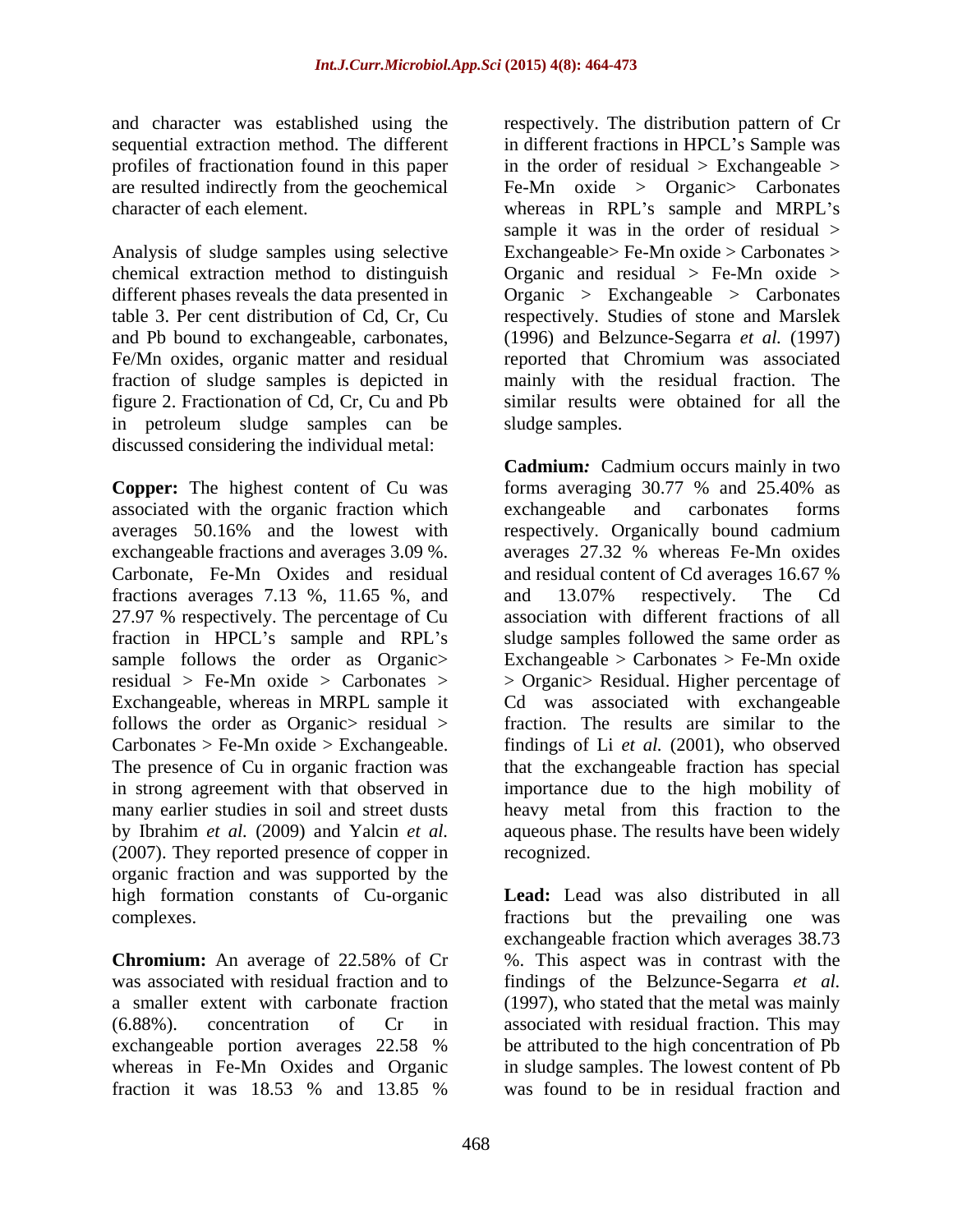and character was established using the sequential extraction method. The different profiles of fractionation found in this paper are resulted indirectly from the geochemical character of each element.

Analysis of sludge samples using selective chemical extraction method to distinguish different phases reveals the data presented in table 3. Per cent distribution of Cd, Cr, Cu and Pb bound to exchangeable, carbonates, Fe/Mn oxides, organic matter and residual fraction of sludge samples is depicted in figure 2. Fractionation of Cd, Cr, Cu and Pb in petroleum sludge samples can be discussed considering the individual metal:

**Copper:** The highest content of Cu was associated with the organic fraction which averages 50.16% and the lowest with exchangeable fractions and averages 3.09 %. Carbonate, Fe-Mn Oxides and residual fractions averages 7.13 %, 11.65 %, and 27.97 % respectively. The percentage of Cu fraction in HPCL's sample and RPL's sample follows the order as Organic> residual > Fe-Mn oxide > Carbonates > Exchangeable, whereas in MRPL sample it follows the order as Organic> residual > Carbonates > Fe-Mn oxide > Exchangeable. The presence of Cu in organic fraction was in strong agreement with that observed in many earlier studies in soil and street dusts by Ibrahim *et al.* (2009) and Yalcin *et al.* (2007). They reported presence of copper in organic fraction and was supported by the high formation constants of Cu-organic complexes.

**Chromium:** An average of 22.58% of Cr was associated with residual fraction and to a smaller extent with carbonate fraction (6.88%). concentration of Cr in exchangeable portion averages 22.58 % whereas in Fe-Mn Oxides and Organic fraction it was 18.53 % and 13.85 % respectively. The distribution pattern of Cr in different fractions in HPCL's Sample was in the order of residual > Exchangeable > Fe-Mn oxide > Organic> Carbonates whereas in RPL's sample and MRPL's sample it was in the order of residual > Exchangeable> Fe-Mn oxide > Carbonates > Organic and residual > Fe-Mn oxide > Organic > Exchangeable > Carbonates respectively. Studies of stone and Marslek (1996) and Belzunce-Segarra *et al.* (1997) reported that Chromium was associated mainly with the residual fraction. The similar results were obtained for all the sludge samples.

***Cadmium:*** Cadmium occurs mainly in two forms averaging 30.77 % and 25.40% as exchangeable and carbonates forms respectively. Organically bound cadmium averages 27.32 % whereas Fe-Mn oxides and residual content of Cd averages 16.67 % and 13.07% respectively. The Cd association with different fractions of all sludge samples followed the same order as Exchangeable > Carbonates > Fe-Mn oxide > Organic> Residual. Higher percentage of Cd was associated with exchangeable fraction. The results are similar to the findings of Li *et al.* (2001), who observed that the exchangeable fraction has special importance due to the high mobility of heavy metal from this fraction to the aqueous phase. The results have been widely recognized.

**Lead:** Lead was also distributed in all fractions but the prevailing one was exchangeable fraction which averages 38.73 %. This aspect was in contrast with the findings of the Belzunce-Segarra *et al.* (1997), who stated that the metal was mainly associated with residual fraction. This may be attributed to the high concentration of Pb in sludge samples. The lowest content of Pb was found to be in residual fraction and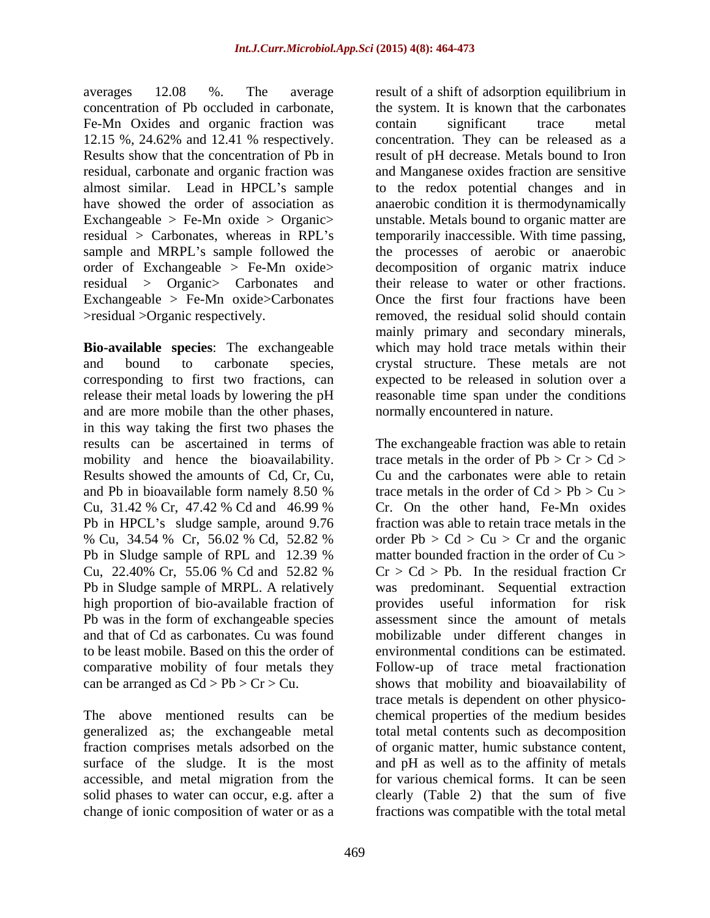averages 12.08 %. The average concentration of Pb occluded in carbonate, Fe-Mn Oxides and organic fraction was 12.15 %, 24.62% and 12.41 % respectively. Results show that the concentration of Pb in residual, carbonate and organic fraction was almost similar. Lead in HPCL's sample have showed the order of association as Exchangeable > Fe-Mn oxide > Organic> residual > Carbonates, whereas in RPL's sample and MRPL's sample followed the order of Exchangeable > Fe-Mn oxide> residual > Organic> Carbonates and Exchangeable > Fe-Mn oxide>Carbonates >residual >Organic respectively.

**Bio-available species**: The exchangeable and bound to carbonate species, corresponding to first two fractions, can release their metal loads by lowering the pH and are more mobile than the other phases, in this way taking the first two phases the results can be ascertained in terms of mobility and hence the bioavailability. Results showed the amounts of Cd, Cr, Cu, and Pb in bioavailable form namely 8.50 % Cu, 31.42 % Cr, 47.42 % Cd and 46.99 % Pb in HPCL's sludge sample, around 9.76 % Cu, 34.54 % Cr, 56.02 % Cd, 52.82 % Pb in Sludge sample of RPL and 12.39 % Cu, 22.40% Cr, 55.06 % Cd and 52.82 % Pb in Sludge sample of MRPL. A relatively high proportion of bio-available fraction of Pb was in the form of exchangeable species and that of Cd as carbonates. Cu was found to be least mobile. Based on this the order of comparative mobility of four metals they can be arranged as Cd > Pb > Cr > Cu.

The above mentioned results can be generalized as; the exchangeable metal fraction comprises metals adsorbed on the surface of the sludge. It is the most accessible, and metal migration from the solid phases to water can occur, e.g. after a change of ionic composition of water or as a result of a shift of adsorption equilibrium in the system. It is known that the carbonates contain significant trace metal concentration. They can be released as a result of pH decrease. Metals bound to Iron and Manganese oxides fraction are sensitive to the redox potential changes and in anaerobic condition it is thermodynamically unstable. Metals bound to organic matter are temporarily inaccessible. With time passing, the processes of aerobic or anaerobic decomposition of organic matrix induce their release to water or other fractions. Once the first four fractions have been removed, the residual solid should contain mainly primary and secondary minerals, which may hold trace metals within their crystal structure. These metals are not expected to be released in solution over a reasonable time span under the conditions normally encountered in nature.

The exchangeable fraction was able to retain trace metals in the order of Pb > Cr > Cd > Cu and the carbonates were able to retain trace metals in the order of Cd > Pb > Cu > Cr. On the other hand, Fe-Mn oxides fraction was able to retain trace metals in the order Pb > Cd > Cu > Cr and the organic matter bounded fraction in the order of Cu > Cr > Cd > Pb. In the residual fraction Cr was predominant. Sequential extraction provides useful information for risk assessment since the amount of metals mobilizable under different changes in environmental conditions can be estimated. Follow-up of trace metal fractionation shows that mobility and bioavailability of trace metals is dependent on other physico-chemical properties of the medium besides total metal contents such as decomposition of organic matter, humic substance content, and pH as well as to the affinity of metals for various chemical forms. It can be seen clearly (Table 2) that the sum of five fractions was compatible with the total metal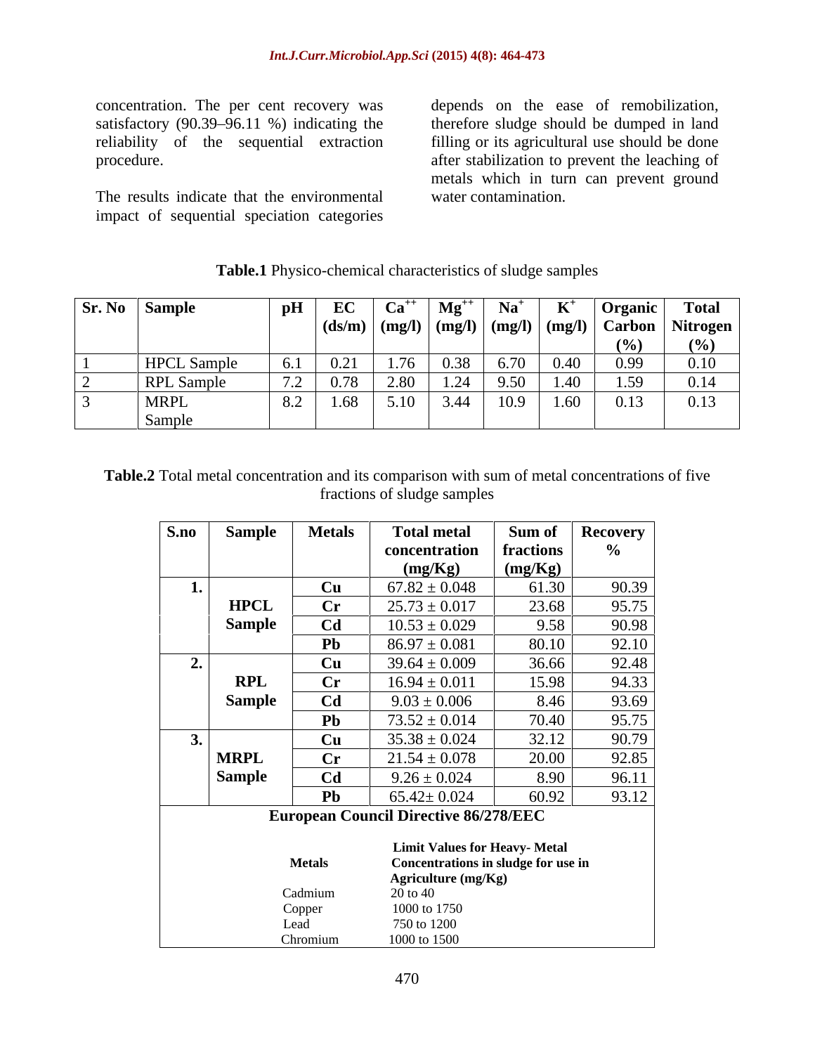concentration. The per cent recovery was satisfactory (90.39–96.11 %) indicating the reliability of the sequential extraction procedure.

The results indicate that the environmental impact of sequential speciation categories depends on the ease of remobilization, therefore sludge should be dumped in land filling or its agricultural use should be done after stabilization to prevent the leaching of metals which in turn can prevent ground water contamination.

**Table.1** Physico-chemical characteristics of sludge samples

| Sr. No | Sample | pH | EC (ds/m) | $Ca^{++}$ (mg/l) | $Mg^{++}$ (mg/l) | $Na^{+}$ (mg/l) | $K^{+}$ (mg/l) | Organic Carbon (%) | Total Nitrogen (%) |
|---|---|---|---|---|---|---|---|---|---|
| 1 | HPCL Sample | 6.1 | 0.21 | 1.76 | 0.38 | 6.70 | 0.40 | 0.99 | 0.10 |
| 2 | RPL Sample | 7.2 | 0.78 | 2.80 | 1.24 | 9.50 | 1.40 | 1.59 | 0.14 |
| 3 | MRPL Sample | 8.2 | 1.68 | 5.10 | 3.44 | 10.9 | 1.60 | 0.13 | 0.13 |

**Table.2** Total metal concentration and its comparison with sum of metal concentrations of five fractions of sludge samples

| S.no | Sample | Metals | Total metal concentration (mg/Kg) | Sum of fractions (mg/Kg) | Recovery % |
|---|---|---|---|---|---|
| 1. | HPCL Sample | Cu | 67.82 ± 0.048 | 61.30 | 90.39 |
| | | Cr | 25.73 ± 0.017 | 23.68 | 95.75 |
| | | Cd | 10.53 ± 0.029 | 9.58 | 90.98 |
| | | Pb | 86.97 ± 0.081 | 80.10 | 92.10 |
| 2. | RPL Sample | Cu | 39.64 ± 0.009 | 36.66 | 92.48 |
| | | Cr | 16.94 ± 0.011 | 15.98 | 94.33 |
| | | Cd | 9.03 ± 0.006 | 8.46 | 93.69 |
| | | Pb | 73.52 ± 0.014 | 70.40 | 95.75 |
| 3. | MRPL Sample | Cu | 35.38 ± 0.024 | 32.12 | 90.79 |
| | | Cr | 21.54 ± 0.078 | 20.00 | 92.85 |
| | | Cd | 9.26 ± 0.024 | 8.90 | 96.11 |
| | | Pb | 65.42± 0.024 | 60.92 | 93.12 |

**European Council Directive 86/278/EEC**

| Metals | Limit Values for Heavy- Metal Concentrations in sludge for use in Agriculture (mg/Kg) |
|---|---|
| Cadmium | 20 to 40 |
| Copper | 1000 to 1750 |
| Lead | 750 to 1200 |
| Chromium | 1000 to 1500 |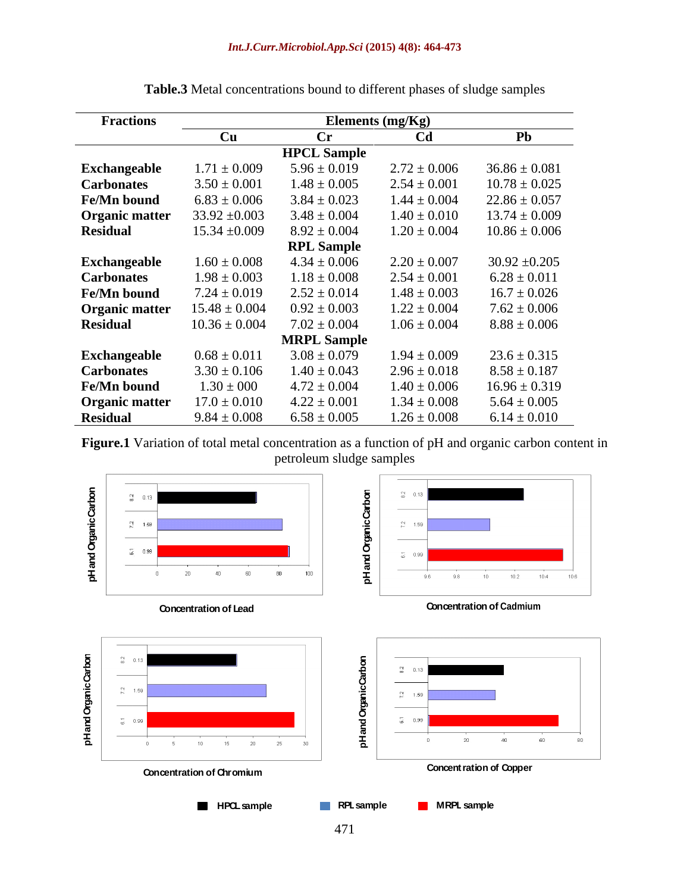**Table.3** Metal concentrations bound to different phases of sludge samples

| Fractions | Elements (mg/Kg) | | | |
|---|---|---|---|---|
| | Cu | Cr | Cd | Pb |
| | | **HPCL Sample** | | |
| **Exchangeable** | 1.71 ± 0.009 | 5.96 ± 0.019 | 2.72 ± 0.006 | 36.86 ± 0.081 |
| **Carbonates** | 3.50 ± 0.001 | 1.48 ± 0.005 | 2.54 ± 0.001 | 10.78 ± 0.025 |
| **Fe/Mn bound** | 6.83 ± 0.006 | 3.84 ± 0.023 | 1.44 ± 0.004 | 22.86 ± 0.057 |
| **Organic matter** | 33.92 ±0.003 | 3.48 ± 0.004 | 1.40 ± 0.010 | 13.74 ± 0.009 |
| **Residual** | 15.34 ±0.009 | 8.92 ± 0.004 | 1.20 ± 0.004 | 10.86 ± 0.006 |
| | | **RPL Sample** | | |
| **Exchangeable** | 1.60 ± 0.008 | 4.34 ± 0.006 | 2.20 ± 0.007 | 30.92 ±0.205 |
| **Carbonates** | 1.98 ± 0.003 | 1.18 ± 0.008 | 2.54 ± 0.001 | 6.28 ± 0.011 |
| **Fe/Mn bound** | 7.24 ± 0.019 | 2.52 ± 0.014 | 1.48 ± 0.003 | 16.7 ± 0.026 |
| **Organic matter** | 15.48 ± 0.004 | 0.92 ± 0.003 | 1.22 ± 0.004 | 7.62 ± 0.006 |
| **Residual** | 10.36 ± 0.004 | 7.02 ± 0.004 | 1.06 ± 0.004 | 8.88 ± 0.006 |
| | | **MRPL Sample** | | |
| **Exchangeable** | 0.68 ± 0.011 | 3.08 ± 0.079 | 1.94 ± 0.009 | 23.6 ± 0.315 |
| **Carbonates** | 3.30 ± 0.106 | 1.40 ± 0.043 | 2.96 ± 0.018 | 8.58 ± 0.187 |
| **Fe/Mn bound** | 1.30 ± 000 | 4.72 ± 0.004 | 1.40 ± 0.006 | 16.96 ± 0.319 |
| **Organic matter** | 17.0 ± 0.010 | 4.22 ± 0.001 | 1.34 ± 0.008 | 5.64 ± 0.005 |
| **Residual** | 9.84 ± 0.008 | 6.58 ± 0.005 | 1.26 ± 0.008 | 6.14 ± 0.010 |

**Figure.1** Variation of total metal concentration as a function of pH and organic carbon content in petroleum sludge samples

Concentration of Lead

Concentration of Cadmium

Concentration of Chromium

Concentration of Copper

HPCL sample &nbsp;&nbsp; RPL sample &nbsp;&nbsp; MRPL sample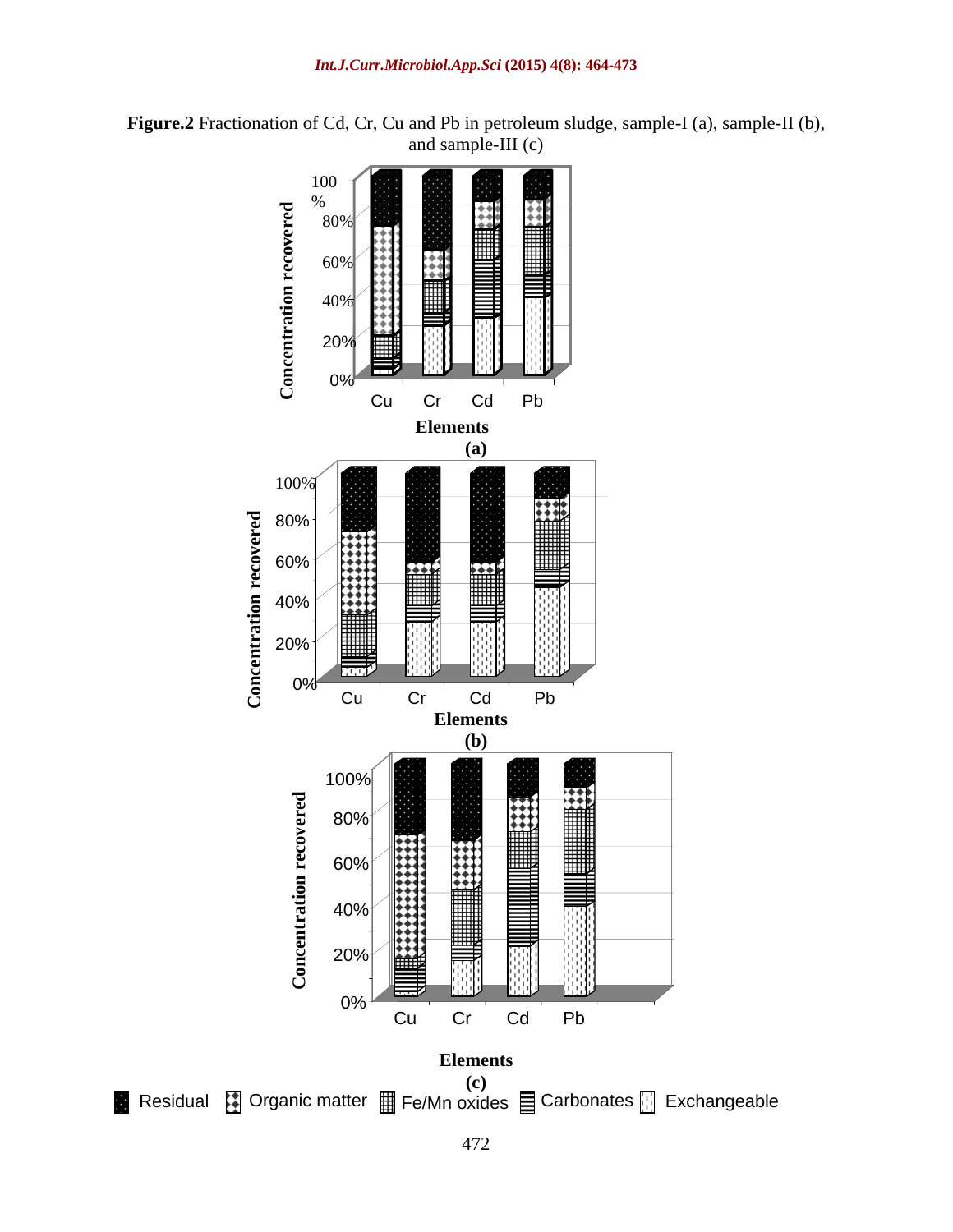**Figure.2** Fractionation of Cd, Cr, Cu and Pb in petroleum sludge, sample-I (a), sample-II (b), and sample-III (c)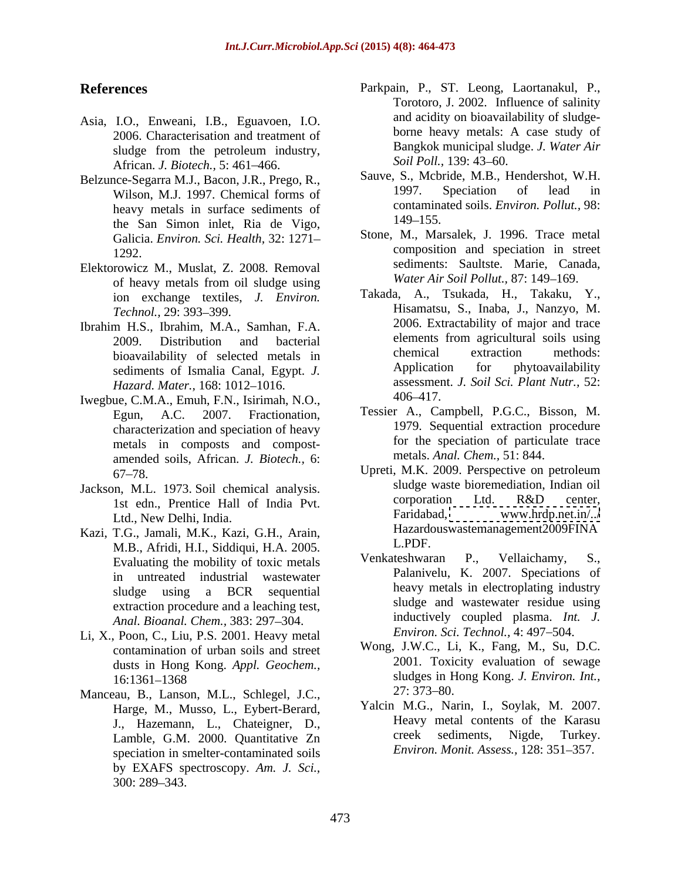## References

Asia, I.O., Enweani, I.B., Eguavoen, I.O. 2006. Characterisation and treatment of sludge from the petroleum industry, African. *J. Biotech.,* 5: 461–466.

Belzunce-Segarra M.J., Bacon, J.R., Prego, R., Wilson, M.J. 1997. Chemical forms of heavy metals in surface sediments of the San Simon inlet, Ria de Vigo, Galicia. *Environ. Sci. Health,* 32: 1271–1292.

Elektorowicz M., Muslat, Z. 2008. Removal of heavy metals from oil sludge using ion exchange textiles, *J. Environ. Technol.,* 29: 393–399.

Ibrahim H.S., Ibrahim, M.A., Samhan, F.A. 2009. Distribution and bacterial bioavailability of selected metals in sediments of Ismalia Canal, Egypt. *J. Hazard. Mater.,* 168: 1012–1016.

Iwegbue, C.M.A., Emuh, F.N., Isirimah, N.O., Egun, A.C. 2007. Fractionation, characterization and speciation of heavy metals in composts and compost-amended soils, African. *J. Biotech.,* 6: 67–78.

Jackson, M.L. 1973. Soil chemical analysis. 1st edn., Prentice Hall of India Pvt. Ltd., New Delhi, India.

Kazi, T.G., Jamali, M.K., Kazi, G.H., Arain, M.B., Afridi, H.I., Siddiqui, H.A. 2005. Evaluating the mobility of toxic metals in untreated industrial wastewater sludge using a BCR sequential extraction procedure and a leaching test, *Anal. Bioanal. Chem.,* 383: 297–304.

Li, X., Poon, C., Liu, P.S. 2001. Heavy metal contamination of urban soils and street dusts in Hong Kong. *Appl. Geochem.,* 16:1361–1368

Manceau, B., Lanson, M.L., Schlegel, J.C., Harge, M., Musso, L., Eybert-Berard, J., Hazemann, L., Chateigner, D., Lamble, G.M. 2000. Quantitative Zn speciation in smelter-contaminated soils by EXAFS spectroscopy. *Am. J. Sci.,* 300: 289–343.

Parkpain, P., ST. Leong, Laortanakul, P., Torotoro, J. 2002. Influence of salinity and acidity on bioavailability of sludge-borne heavy metals: A case study of Bangkok municipal sludge. *J. Water Air Soil Poll.,* 139: 43–60.

Sauve, S., Mcbride, M.B., Hendershot, W.H. 1997. Speciation of lead in contaminated soils. *Environ. Pollut.,* 98: 149–155.

Stone, M., Marsalek, J. 1996. Trace metal composition and speciation in street sediments: Saultste. Marie, Canada, *Water Air Soil Pollut.,* 87: 149–169.

Takada, A., Tsukada, H., Takaku, Y., Hisamatsu, S., Inaba, J., Nanzyo, M. 2006. Extractability of major and trace elements from agricultural soils using chemical extraction methods: Application for phytoavailability assessment. *J. Soil Sci. Plant Nutr.,* 52: 406–417.

Tessier A., Campbell, P.G.C., Bisson, M. 1979. Sequential extraction procedure for the speciation of particulate trace metals. *Anal. Chem.,* 51: 844.

Upreti, M.K. 2009. Perspective on petroleum sludge waste bioremediation, Indian oil corporation Ltd. R&D center, Faridabad, www.hrdp.net.in/../Hazardouswastemanagement2009FINAL.PDF.

Venkateshwaran P., Vellaichamy, S., Palanivelu, K. 2007. Speciations of heavy metals in electroplating industry sludge and wastewater residue using inductively coupled plasma. *Int. J. Environ. Sci. Technol.,* 4: 497–504.

Wong, J.W.C., Li, K., Fang, M., Su, D.C. 2001. Toxicity evaluation of sewage sludges in Hong Kong. *J. Environ. Int.,* 27: 373–80.

Yalcin M.G., Narin, I., Soylak, M. 2007. Heavy metal contents of the Karasu creek sediments, Nigde, Turkey. *Environ. Monit. Assess.,* 128: 351–357.